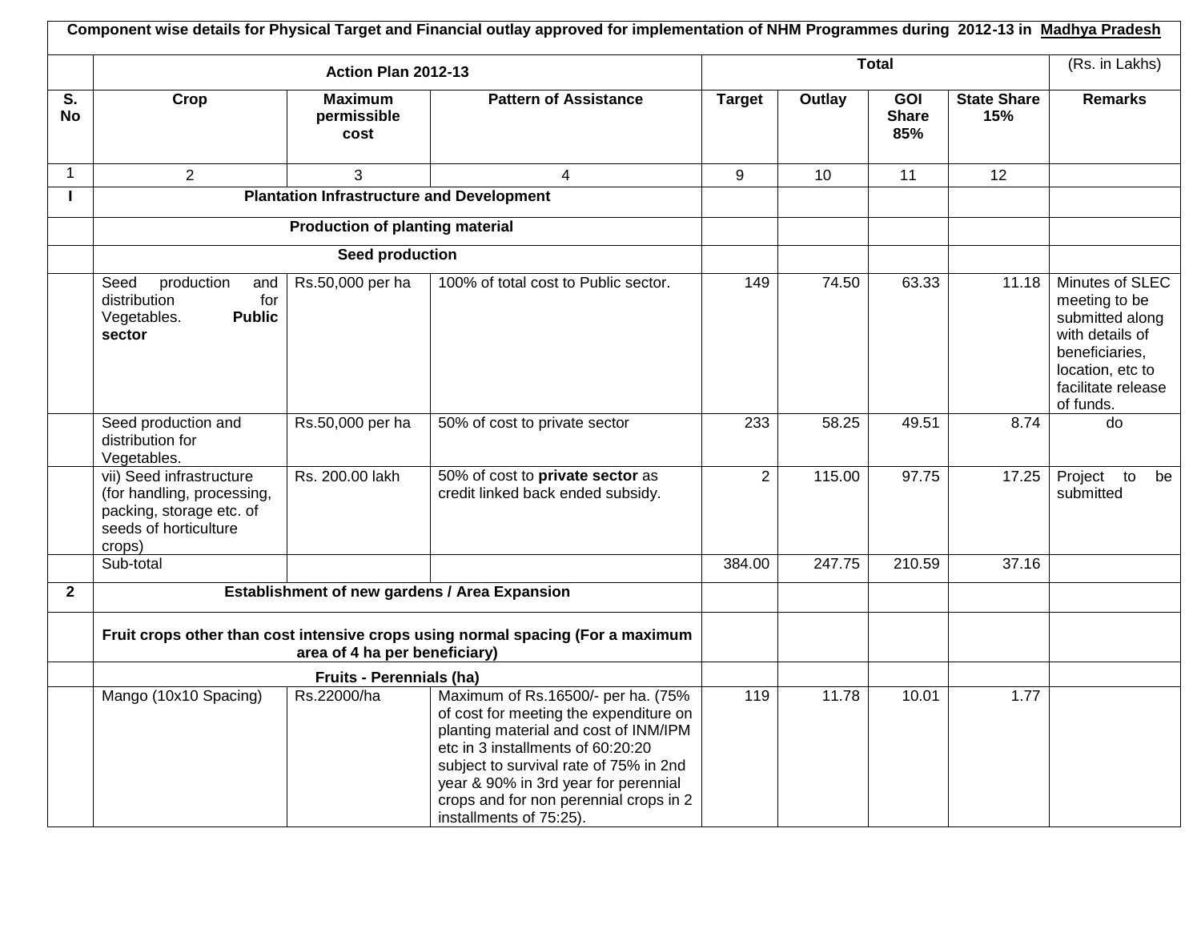**Component wise details for Physical Target and Financial outlay approved for implementation of NHM Programmes during 2012-13 in Madhya Pradesh**

| | Action Plan 2012-13 | | | Total | | | | (Rs. in Lakhs) |
|---|---|---|---|---|---|---|---|---|
| S. No | Crop | Maximum permissible cost | Pattern of Assistance | Target | Outlay | GOI Share 85% | State Share 15% | Remarks |
| 1 | 2 | 3 | 4 | 9 | 10 | 11 | 12 | |
| I | Plantation Infrastructure and Development | | | | | | | |
| | Production of planting material | | | | | | | |
| | Seed production | | | | | | | |
| | Seed production and distribution for Vegetables. **Public sector** | Rs.50,000 per ha | 100% of total cost to Public sector. | 149 | 74.50 | 63.33 | 11.18 | Minutes of SLEC meeting to be submitted along with details of beneficiaries, location, etc to facilitate release of funds. |
| | Seed production and distribution for Vegetables. | Rs.50,000 per ha | 50% of cost to private sector | 233 | 58.25 | 49.51 | 8.74 | do |
| | vii) Seed infrastructure (for handling, processing, packing, storage etc. of seeds of horticulture crops) | Rs. 200.00 lakh | 50% of cost to **private sector** as credit linked back ended subsidy. | 2 | 115.00 | 97.75 | 17.25 | Project to be submitted |
| | Sub-total | | | 384.00 | 247.75 | 210.59 | 37.16 | |
| 2 | Establishment of new gardens / Area Expansion | | | | | | | |
| | Fruit crops other than cost intensive crops using normal spacing (For a maximum area of 4 ha per beneficiary) | | | | | | | |
| | Fruits - Perennials (ha) | | | | | | | |
| | Mango (10x10 Spacing) | Rs.22000/ha | Maximum of Rs.16500/- per ha. (75% of cost for meeting the expenditure on planting material and cost of INM/IPM etc in 3 installments of 60:20:20 subject to survival rate of 75% in 2nd year & 90% in 3rd year for perennial crops and for non perennial crops in 2 installments of 75:25). | 119 | 11.78 | 10.01 | 1.77 | |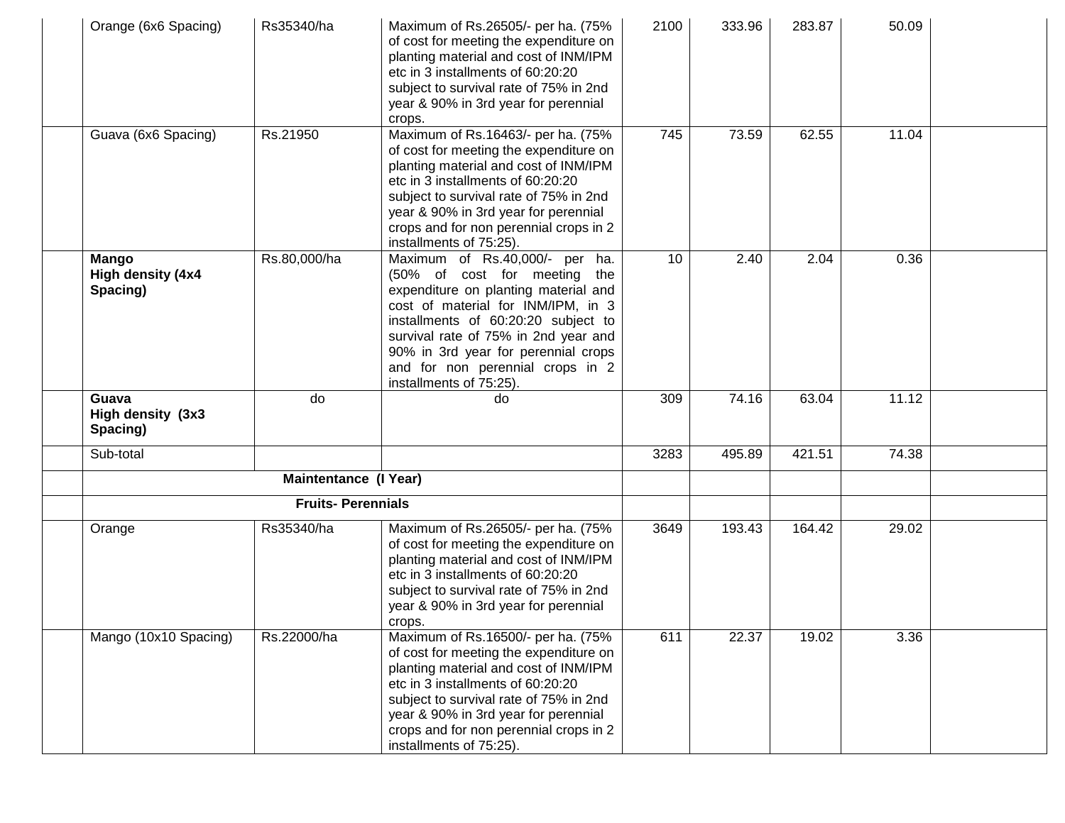| | | | | | | | | |
|---|---|---|---|---|---|---|---|---|
| | Orange (6x6 Spacing) | Rs35340/ha | Maximum of Rs.26505/- per ha. (75% of cost for meeting the expenditure on planting material and cost of INM/IPM etc in 3 installments of 60:20:20 subject to survival rate of 75% in 2nd year & 90% in 3rd year for perennial crops. | 2100 | 333.96 | 283.87 | 50.09 | |
| | Guava (6x6 Spacing) | Rs.21950 | Maximum of Rs.16463/- per ha. (75% of cost for meeting the expenditure on planting material and cost of INM/IPM etc in 3 installments of 60:20:20 subject to survival rate of 75% in 2nd year & 90% in 3rd year for perennial crops and for non perennial crops in 2 installments of 75:25). | 745 | 73.59 | 62.55 | 11.04 | |
| | **Mango High density (4x4 Spacing)** | Rs.80,000/ha | Maximum of Rs.40,000/- per ha. (50% of cost for meeting the expenditure on planting material and cost of material for INM/IPM, in 3 installments of 60:20:20 subject to survival rate of 75% in 2nd year and 90% in 3rd year for perennial crops and for non perennial crops in 2 installments of 75:25). | 10 | 2.40 | 2.04 | 0.36 | |
| | **Guava High density (3x3 Spacing)** | do | do | 309 | 74.16 | 63.04 | 11.12 | |
| | Sub-total | | | 3283 | 495.89 | 421.51 | 74.38 | |
| | **Maintentance (I Year)** | | | | | | | |
| | **Fruits- Perennials** | | | | | | | |
| | Orange | Rs35340/ha | Maximum of Rs.26505/- per ha. (75% of cost for meeting the expenditure on planting material and cost of INM/IPM etc in 3 installments of 60:20:20 subject to survival rate of 75% in 2nd year & 90% in 3rd year for perennial crops. | 3649 | 193.43 | 164.42 | 29.02 | |
| | Mango (10x10 Spacing) | Rs.22000/ha | Maximum of Rs.16500/- per ha. (75% of cost for meeting the expenditure on planting material and cost of INM/IPM etc in 3 installments of 60:20:20 subject to survival rate of 75% in 2nd year & 90% in 3rd year for perennial crops and for non perennial crops in 2 installments of 75:25). | 611 | 22.37 | 19.02 | 3.36 | |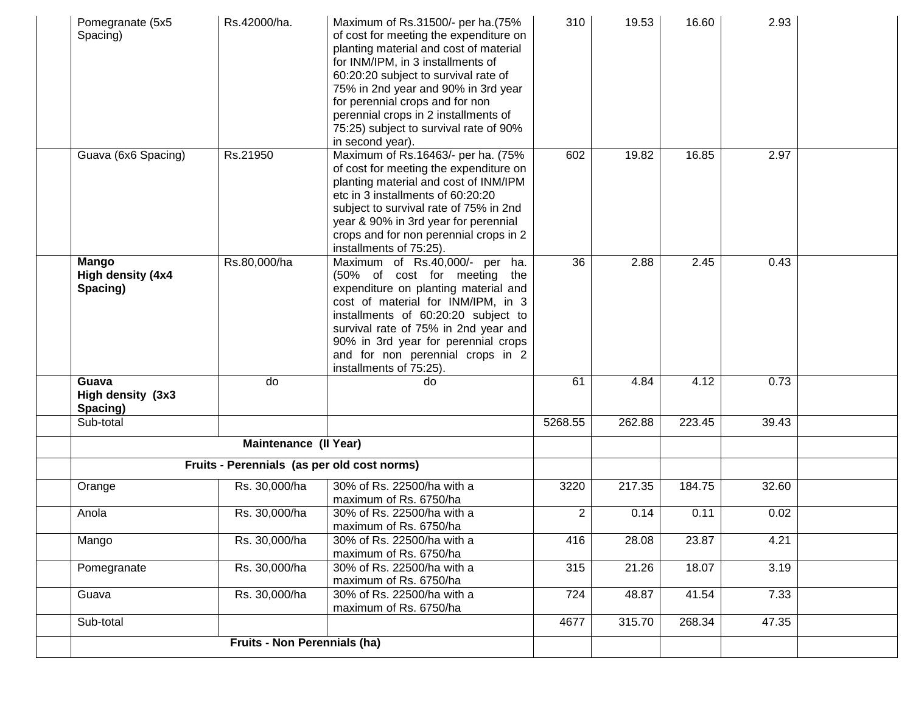| | | | | | | | | |
|---|---|---|---|---|---|---|---|---|
| | Pomegranate (5x5 Spacing) | Rs.42000/ha. | Maximum of Rs.31500/- per ha.(75% of cost for meeting the expenditure on planting material and cost of material for INM/IPM, in 3 installments of 60:20:20 subject to survival rate of 75% in 2nd year and 90% in 3rd year for perennial crops and for non perennial crops in 2 installments of 75:25) subject to survival rate of 90% in second year). | 310 | 19.53 | 16.60 | 2.93 | |
| | Guava (6x6 Spacing) | Rs.21950 | Maximum of Rs.16463/- per ha. (75% of cost for meeting the expenditure on planting material and cost of INM/IPM etc in 3 installments of 60:20:20 subject to survival rate of 75% in 2nd year & 90% in 3rd year for perennial crops and for non perennial crops in 2 installments of 75:25). | 602 | 19.82 | 16.85 | 2.97 | |
| | **Mango High density (4x4 Spacing)** | Rs.80,000/ha | Maximum of Rs.40,000/- per ha. (50% of cost for meeting the expenditure on planting material and cost of material for INM/IPM, in 3 installments of 60:20:20 subject to survival rate of 75% in 2nd year and 90% in 3rd year for perennial crops and for non perennial crops in 2 installments of 75:25). | 36 | 2.88 | 2.45 | 0.43 | |
| | **Guava High density (3x3 Spacing)** | do | do | 61 | 4.84 | 4.12 | 0.73 | |
| | Sub-total | | | 5268.55 | 262.88 | 223.45 | 39.43 | |
| | **Maintenance (II Year)** | | | | | | | |
| | **Fruits - Perennials (as per old cost norms)** | | | | | | | |
| | Orange | Rs. 30,000/ha | 30% of Rs. 22500/ha with a maximum of Rs. 6750/ha | 3220 | 217.35 | 184.75 | 32.60 | |
| | Anola | Rs. 30,000/ha | 30% of Rs. 22500/ha with a maximum of Rs. 6750/ha | 2 | 0.14 | 0.11 | 0.02 | |
| | Mango | Rs. 30,000/ha | 30% of Rs. 22500/ha with a maximum of Rs. 6750/ha | 416 | 28.08 | 23.87 | 4.21 | |
| | Pomegranate | Rs. 30,000/ha | 30% of Rs. 22500/ha with a maximum of Rs. 6750/ha | 315 | 21.26 | 18.07 | 3.19 | |
| | Guava | Rs. 30,000/ha | 30% of Rs. 22500/ha with a maximum of Rs. 6750/ha | 724 | 48.87 | 41.54 | 7.33 | |
| | Sub-total | | | 4677 | 315.70 | 268.34 | 47.35 | |
| | **Fruits - Non Perennials (ha)** | | | | | | | |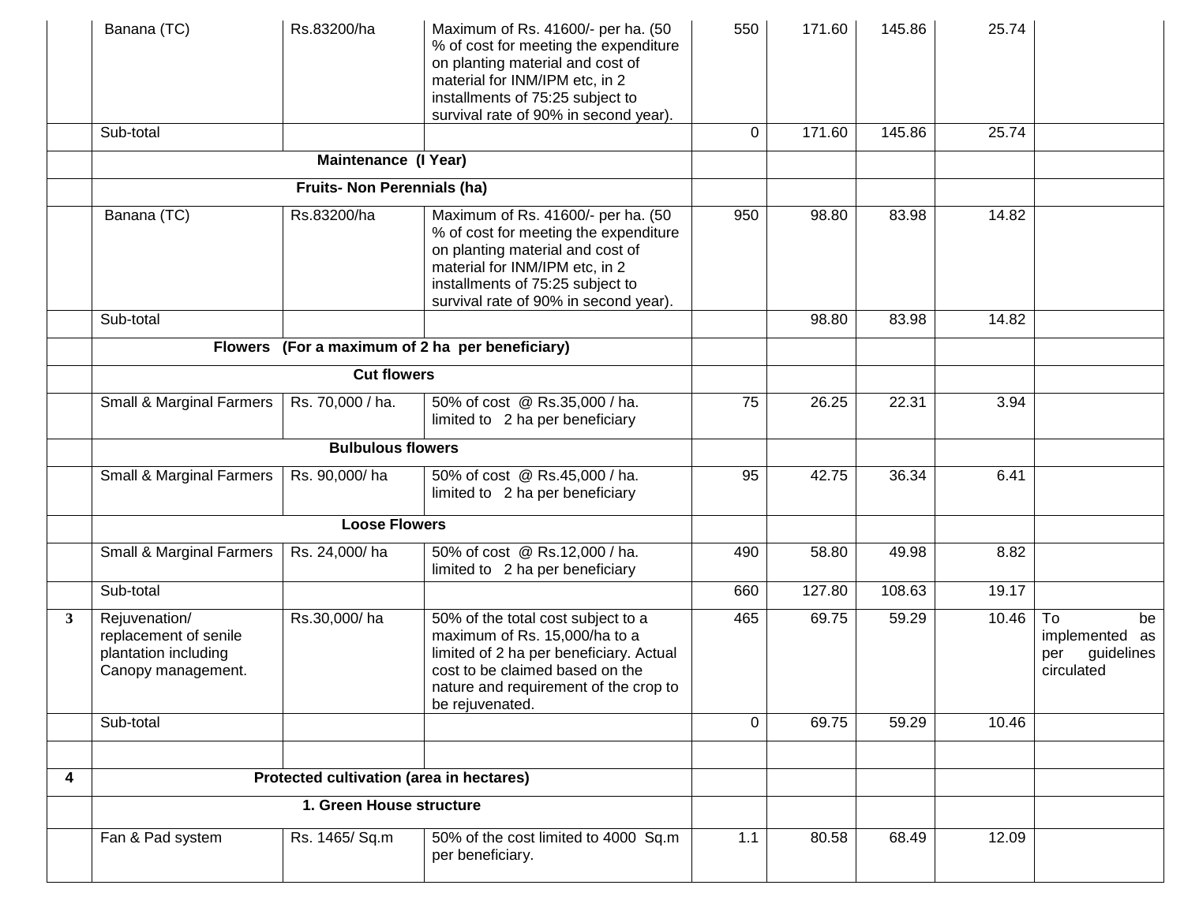| | | | | | | | | |
|---|---|---|---|---|---|---|---|---|
| | Banana (TC) | Rs.83200/ha | Maximum of Rs. 41600/- per ha. (50 % of cost for meeting the expenditure on planting material and cost of material for INM/IPM etc, in 2 installments of 75:25 subject to survival rate of 90% in second year). | 550 | 171.60 | 145.86 | 25.74 | |
| | Sub-total | | | 0 | 171.60 | 145.86 | 25.74 | |
| | **Maintenance (I Year)** | | | | | | | |
| | **Fruits- Non Perennials (ha)** | | | | | | | |
| | Banana (TC) | Rs.83200/ha | Maximum of Rs. 41600/- per ha. (50 % of cost for meeting the expenditure on planting material and cost of material for INM/IPM etc, in 2 installments of 75:25 subject to survival rate of 90% in second year). | 950 | 98.80 | 83.98 | 14.82 | |
| | Sub-total | | | | 98.80 | 83.98 | 14.82 | |
| | **Flowers (For a maximum of 2 ha per beneficiary)** | | | | | | | |
| | **Cut flowers** | | | | | | | |
| | Small & Marginal Farmers | Rs. 70,000 / ha. | 50% of cost @ Rs.35,000 / ha. limited to 2 ha per beneficiary | 75 | 26.25 | 22.31 | 3.94 | |
| | **Bulbulous flowers** | | | | | | | |
| | Small & Marginal Farmers | Rs. 90,000/ ha | 50% of cost @ Rs.45,000 / ha. limited to 2 ha per beneficiary | 95 | 42.75 | 36.34 | 6.41 | |
| | **Loose Flowers** | | | | | | | |
| | Small & Marginal Farmers | Rs. 24,000/ ha | 50% of cost @ Rs.12,000 / ha. limited to 2 ha per beneficiary | 490 | 58.80 | 49.98 | 8.82 | |
| | Sub-total | | | 660 | 127.80 | 108.63 | 19.17 | |
| **3** | Rejuvenation/ replacement of senile plantation including Canopy management. | Rs.30,000/ ha | 50% of the total cost subject to a maximum of Rs. 15,000/ha to a limited of 2 ha per beneficiary. Actual cost to be claimed based on the nature and requirement of the crop to be rejuvenated. | 465 | 69.75 | 59.29 | 10.46 | To be implemented as per guidelines circulated |
| | Sub-total | | | 0 | 69.75 | 59.29 | 10.46 | |
| | | | | | | | | |
| **4** | **Protected cultivation (area in hectares)** | | | | | | | |
| | **1. Green House structure** | | | | | | | |
| | Fan & Pad system | Rs. 1465/ Sq.m | 50% of the cost limited to 4000 Sq.m per beneficiary. | 1.1 | 80.58 | 68.49 | 12.09 | |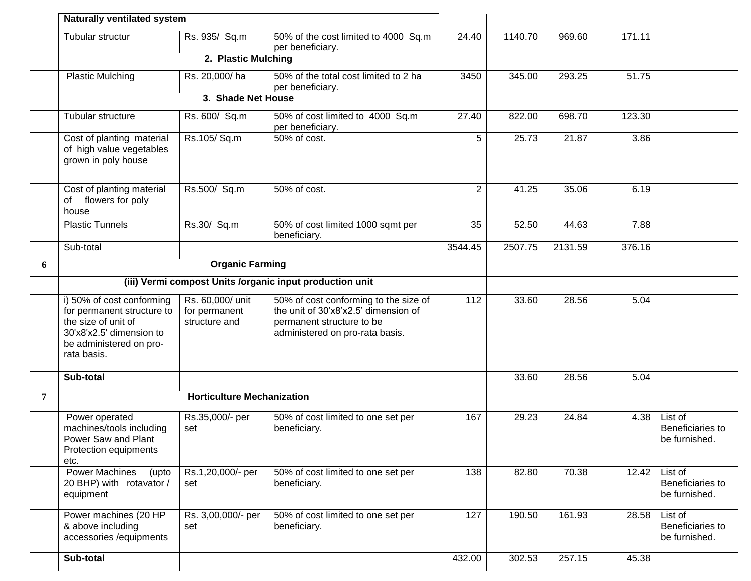| | | | | | | | | |
|---|---|---|---|---|---|---|---|---|
| | **Naturally ventilated system** | | | | | | | |
| | Tubular structur | Rs. 935/ Sq.m | 50% of the cost limited to 4000 Sq.m per beneficiary. | 24.40 | 1140.70 | 969.60 | 171.11 | |
| | **2. Plastic Mulching** | | | | | | | |
| | Plastic Mulching | Rs. 20,000/ ha | 50% of the total cost limited to 2 ha per beneficiary. | 3450 | 345.00 | 293.25 | 51.75 | |
| | **3. Shade Net House** | | | | | | | |
| | Tubular structure | Rs. 600/ Sq.m | 50% of cost limited to 4000 Sq.m per beneficiary. | 27.40 | 822.00 | 698.70 | 123.30 | |
| | Cost of planting material of high value vegetables grown in poly house | Rs.105/ Sq.m | 50% of cost. | 5 | 25.73 | 21.87 | 3.86 | |
| | Cost of planting material of flowers for poly house | Rs.500/ Sq.m | 50% of cost. | 2 | 41.25 | 35.06 | 6.19 | |
| | Plastic Tunnels | Rs.30/ Sq.m | 50% of cost limited 1000 sqmt per beneficiary. | 35 | 52.50 | 44.63 | 7.88 | |
| | Sub-total | | | 3544.45 | 2507.75 | 2131.59 | 376.16 | |
| **6** | **Organic Farming** | | | | | | | |
| | **(iii) Vermi compost Units /organic input production unit** | | | | | | | |
| | i) 50% of cost conforming for permanent structure to the size of unit of 30'x8'x2.5' dimension to be administered on pro-rata basis. | Rs. 60,000/ unit for permanent structure and | 50% of cost conforming to the size of the unit of 30'x8'x2.5' dimension of permanent structure to be administered on pro-rata basis. | 112 | 33.60 | 28.56 | 5.04 | |
| | **Sub-total** | | | | 33.60 | 28.56 | 5.04 | |
| **7** | **Horticulture Mechanization** | | | | | | | |
| | Power operated machines/tools including Power Saw and Plant Protection equipments etc. | Rs.35,000/- per set | 50% of cost limited to one set per beneficiary. | 167 | 29.23 | 24.84 | 4.38 | List of Beneficiaries to be furnished. |
| | Power Machines (upto 20 BHP) with rotavator / equipment | Rs.1,20,000/- per set | 50% of cost limited to one set per beneficiary. | 138 | 82.80 | 70.38 | 12.42 | List of Beneficiaries to be furnished. |
| | Power machines (20 HP & above including accessories /equipments | Rs. 3,00,000/- per set | 50% of cost limited to one set per beneficiary. | 127 | 190.50 | 161.93 | 28.58 | List of Beneficiaries to be furnished. |
| | **Sub-total** | | | 432.00 | 302.53 | 257.15 | 45.38 | |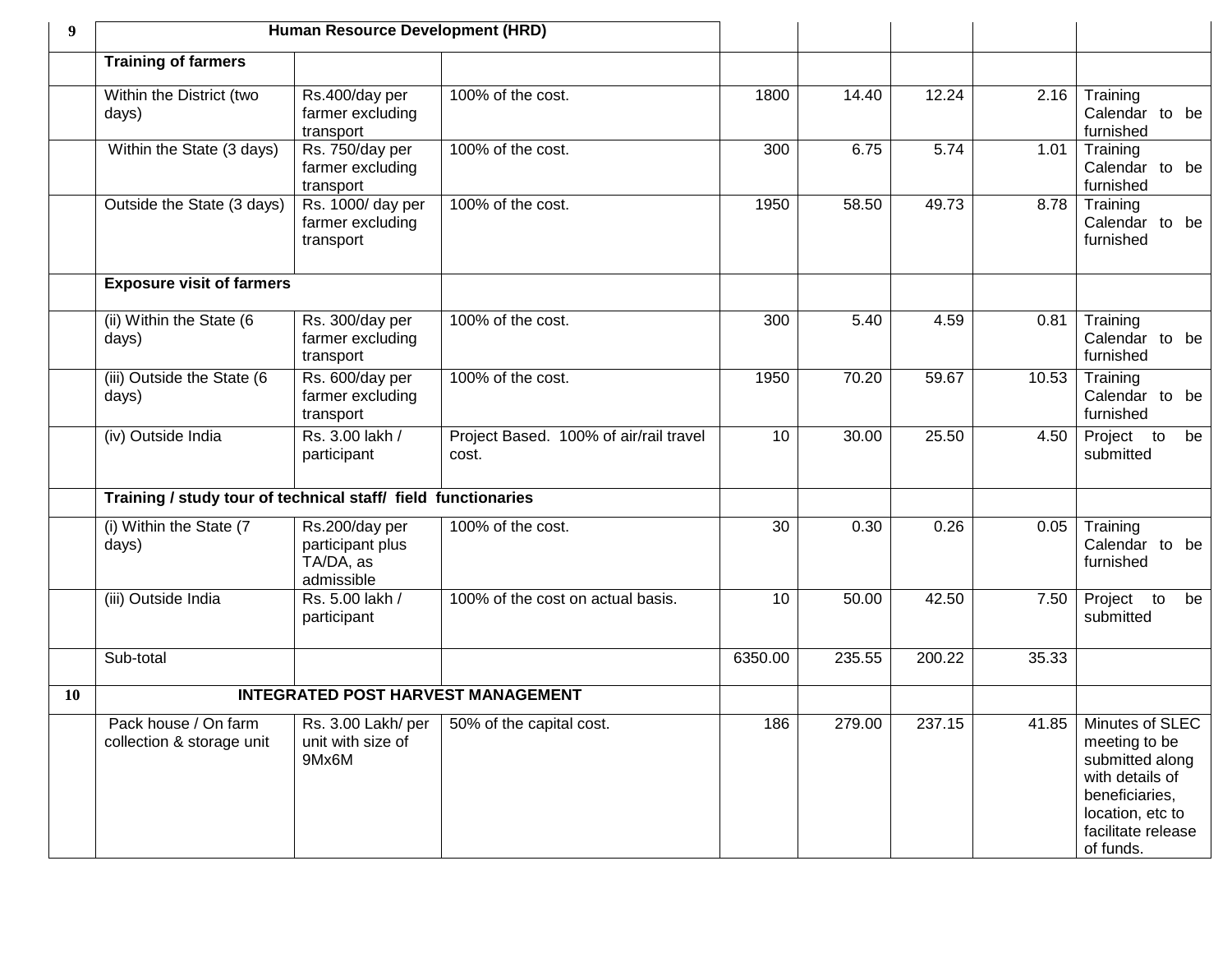| 9 | Human Resource Development (HRD) | | | | | | | |
|---|---|---|---|---|---|---|---|---|
| | **Training of farmers** | | | | | | | |
| | Within the District (two days) | Rs.400/day per farmer excluding transport | 100% of the cost. | 1800 | 14.40 | 12.24 | 2.16 | Training Calendar to be furnished |
| | Within the State (3 days) | Rs. 750/day per farmer excluding transport | 100% of the cost. | 300 | 6.75 | 5.74 | 1.01 | Training Calendar to be furnished |
| | Outside the State (3 days) | Rs. 1000/ day per farmer excluding transport | 100% of the cost. | 1950 | 58.50 | 49.73 | 8.78 | Training Calendar to be furnished |
| | **Exposure visit of farmers** | | | | | | | |
| | (ii) Within the State (6 days) | Rs. 300/day per farmer excluding transport | 100% of the cost. | 300 | 5.40 | 4.59 | 0.81 | Training Calendar to be furnished |
| | (iii) Outside the State (6 days) | Rs. 600/day per farmer excluding transport | 100% of the cost. | 1950 | 70.20 | 59.67 | 10.53 | Training Calendar to be furnished |
| | (iv) Outside India | Rs. 3.00 lakh / participant | Project Based. 100% of air/rail travel cost. | 10 | 30.00 | 25.50 | 4.50 | Project to be submitted |
| | **Training / study tour of technical staff/ field functionaries** | | | | | | | |
| | (i) Within the State (7 days) | Rs.200/day per participant plus TA/DA, as admissible | 100% of the cost. | 30 | 0.30 | 0.26 | 0.05 | Training Calendar to be furnished |
| | (iii) Outside India | Rs. 5.00 lakh / participant | 100% of the cost on actual basis. | 10 | 50.00 | 42.50 | 7.50 | Project to be submitted |
| | Sub-total | | | 6350.00 | 235.55 | 200.22 | 35.33 | |
| 10 | INTEGRATED POST HARVEST MANAGEMENT | | | | | | | |
| | Pack house / On farm collection & storage unit | Rs. 3.00 Lakh/ per unit with size of 9Mx6M | 50% of the capital cost. | 186 | 279.00 | 237.15 | 41.85 | Minutes of SLEC meeting to be submitted along with details of beneficiaries, location, etc to facilitate release of funds. |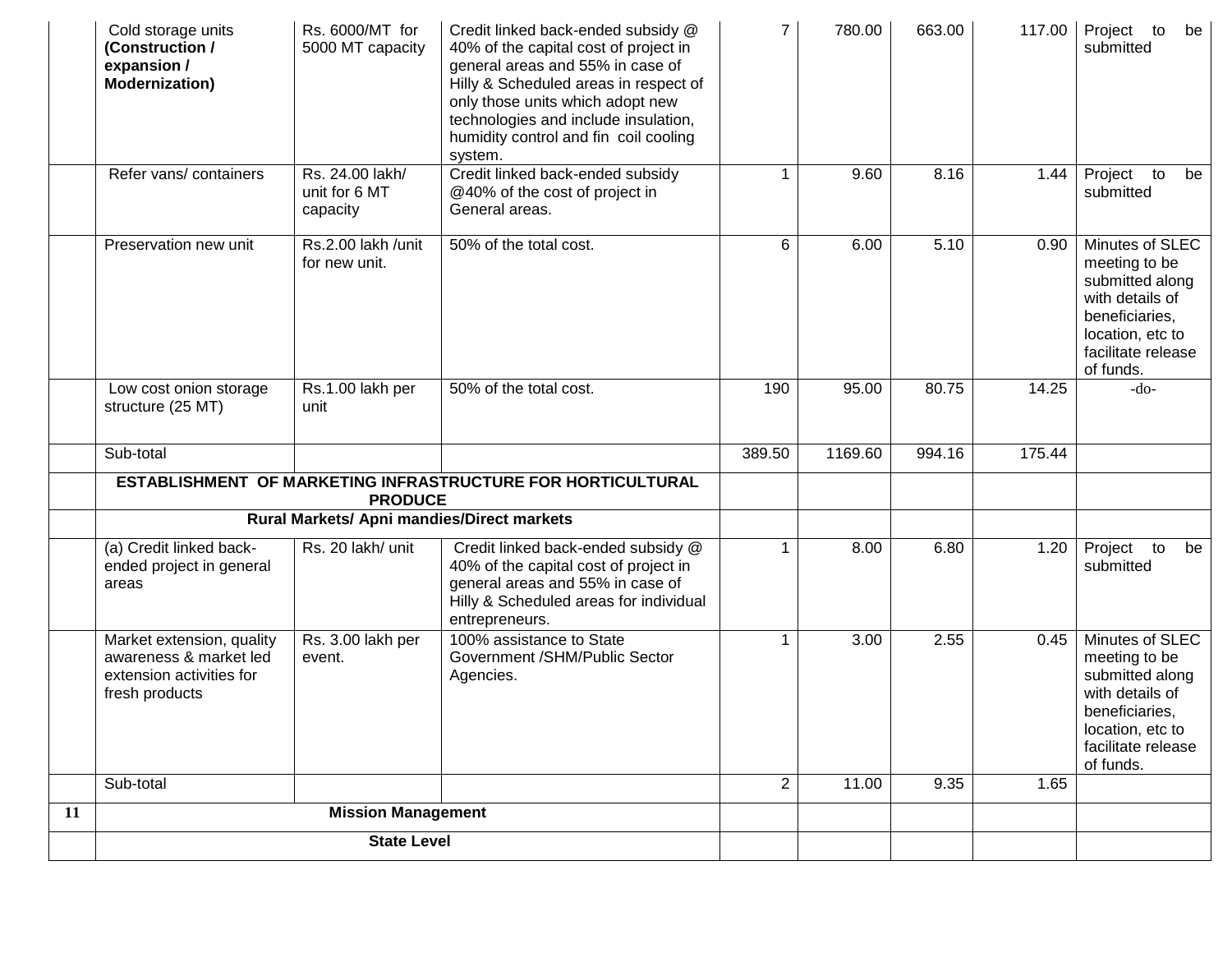| | | | | | | | | |
|---|---|---|---|---|---|---|---|---|
| | Cold storage units **(Construction / expansion / Modernization)** | Rs. 6000/MT for 5000 MT capacity | Credit linked back-ended subsidy @ 40% of the capital cost of project in general areas and 55% in case of Hilly & Scheduled areas in respect of only those units which adopt new technologies and include insulation, humidity control and fin coil cooling system. | 7 | 780.00 | 663.00 | 117.00 | Project to be submitted |
| | Refer vans/ containers | Rs. 24.00 lakh/ unit for 6 MT capacity | Credit linked back-ended subsidy @40% of the cost of project in General areas. | 1 | 9.60 | 8.16 | 1.44 | Project to be submitted |
| | Preservation new unit | Rs.2.00 lakh /unit for new unit. | 50% of the total cost. | 6 | 6.00 | 5.10 | 0.90 | Minutes of SLEC meeting to be submitted along with details of beneficiaries, location, etc to facilitate release of funds. |
| | Low cost onion storage structure (25 MT) | Rs.1.00 lakh per unit | 50% of the total cost. | 190 | 95.00 | 80.75 | 14.25 | -do- |
| | Sub-total | | | 389.50 | 1169.60 | 994.16 | 175.44 | |
| | **ESTABLISHMENT OF MARKETING INFRASTRUCTURE FOR HORTICULTURAL PRODUCE** | | | | | | | |
| | **Rural Markets/ Apni mandies/Direct markets** | | | | | | | |
| | (a) Credit linked back-ended project in general areas | Rs. 20 lakh/ unit | Credit linked back-ended subsidy @ 40% of the capital cost of project in general areas and 55% in case of Hilly & Scheduled areas for individual entrepreneurs. | 1 | 8.00 | 6.80 | 1.20 | Project to be submitted |
| | Market extension, quality awareness & market led extension activities for fresh products | Rs. 3.00 lakh per event. | 100% assistance to State Government /SHM/Public Sector Agencies. | 1 | 3.00 | 2.55 | 0.45 | Minutes of SLEC meeting to be submitted along with details of beneficiaries, location, etc to facilitate release of funds. |
| | Sub-total | | | 2 | 11.00 | 9.35 | 1.65 | |
| **11** | **Mission Management** | | | | | | | |
| | **State Level** | | | | | | | |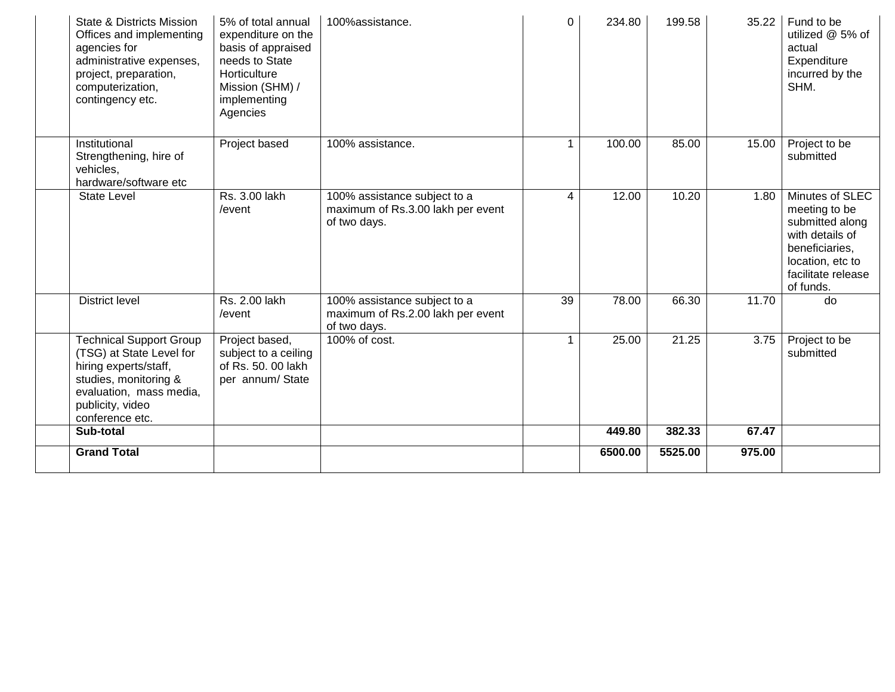| | | | | | | | | |
|---|---|---|---|---|---|---|---|---|
| | State & Districts Mission Offices and implementing agencies for administrative expenses, project, preparation, computerization, contingency etc. | 5% of total annual expenditure on the basis of appraised needs to State Horticulture Mission (SHM) / implementing Agencies | 100%assistance. | 0 | 234.80 | 199.58 | 35.22 | Fund to be utilized @ 5% of actual Expenditure incurred by the SHM. |
| | Institutional Strengthening, hire of vehicles, hardware/software etc | Project based | 100% assistance. | 1 | 100.00 | 85.00 | 15.00 | Project to be submitted |
| | State Level | Rs. 3.00 lakh /event | 100% assistance subject to a maximum of Rs.3.00 lakh per event of two days. | 4 | 12.00 | 10.20 | 1.80 | Minutes of SLEC meeting to be submitted along with details of beneficiaries, location, etc to facilitate release of funds. |
| | District level | Rs. 2.00 lakh /event | 100% assistance subject to a maximum of Rs.2.00 lakh per event of two days. | 39 | 78.00 | 66.30 | 11.70 | do |
| | Technical Support Group (TSG) at State Level for hiring experts/staff, studies, monitoring & evaluation, mass media, publicity, video conference etc. | Project based, subject to a ceiling of Rs. 50. 00 lakh per annum/ State | 100% of cost. | 1 | 25.00 | 21.25 | 3.75 | Project to be submitted |
| | **Sub-total** | | | | **449.80** | **382.33** | **67.47** | |
| | **Grand Total** | | | | **6500.00** | **5525.00** | **975.00** | |